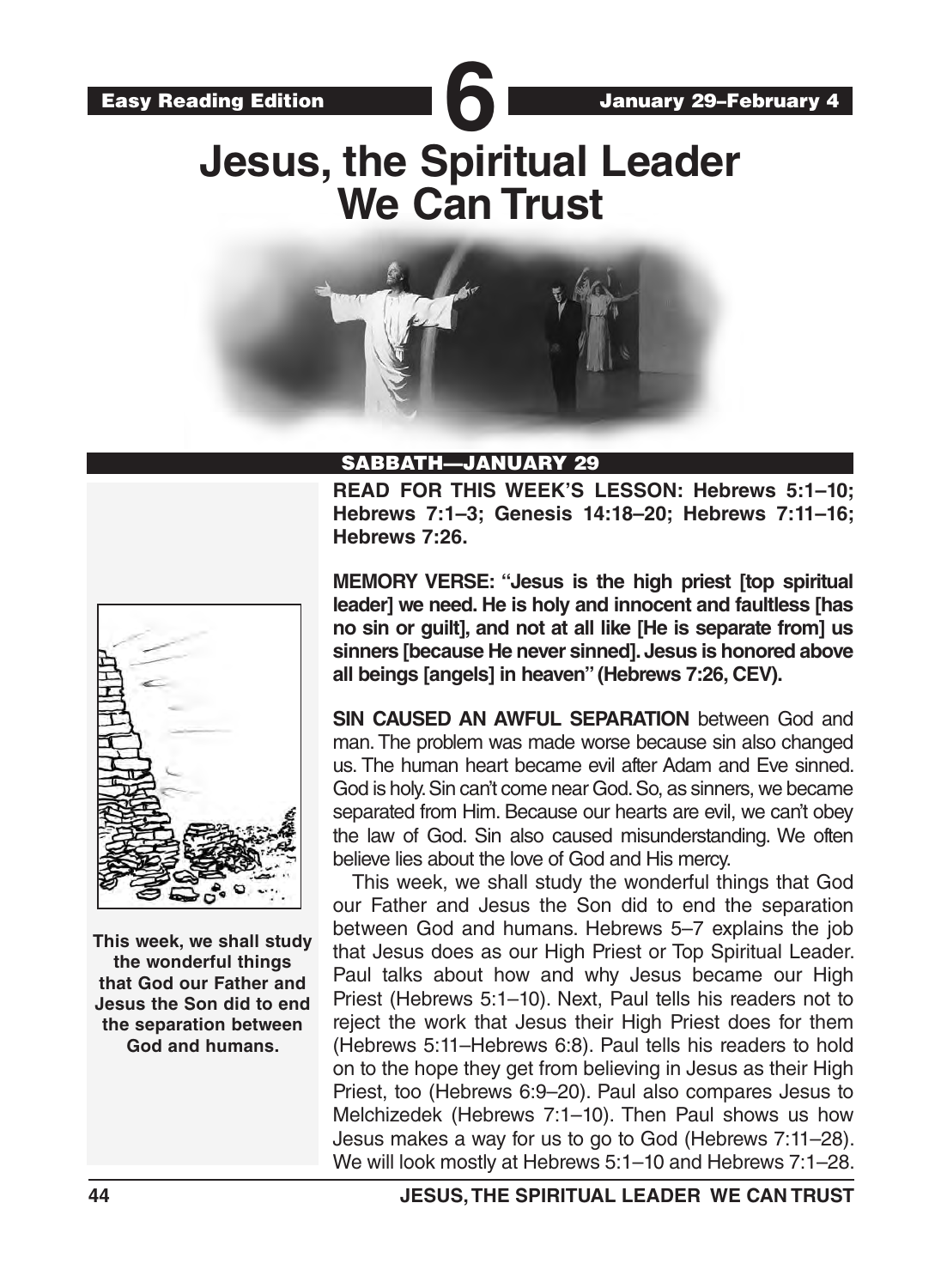Easy Reading Edition **6** January 29–February 4

# Jesus, the Spiritual Leader We Can Trust

## SABBATH—JANUARY 29

**READ FOR THIS WEEK'S LESSON: Hebrews 5:1–10; Hebrews 7:1–3; Genesis 14:18–20; Hebrews 7:11–16; Hebrews 7:26.**

**MEMORY VERSE: "Jesus is the high priest [top spiritual leader] we need. He is holy and innocent and faultless [has no sin or guilt], and not at all like [He is separate from] us sinners [because He never sinned]. Jesus is honored above all beings [angels] in heaven" (Hebrews 7:26, CEV).**

**SIN CAUSED AN AWFUL SEPARATION** between God and man. The problem was made worse because sin also changed us. The human heart became evil after Adam and Eve sinned. God is holy. Sin can't come near God. So, as sinners, we became separated from Him. Because our hearts are evil, we can't obey the law of God. Sin also caused misunderstanding. We often believe lies about the love of God and His mercy.

This week, we shall study the wonderful things that God our Father and Jesus the Son did to end the separation between God and humans. Hebrews 5–7 explains the job that Jesus does as our High Priest or Top Spiritual Leader. Paul talks about how and why Jesus became our High Priest (Hebrews 5:1–10). Next, Paul tells his readers not to reject the work that Jesus their High Priest does for them (Hebrews 5:11–Hebrews 6:8). Paul tells his readers to hold on to the hope they get from believing in Jesus as their High Priest, too (Hebrews 6:9–20). Paul also compares Jesus to Melchizedek (Hebrews 7:1–10). Then Paul shows us how Jesus makes a way for us to go to God (Hebrews 7:11–28). We will look mostly at Hebrews 5:1–10 and Hebrews 7:1–28.

**This week, we shall study the wonderful things that God our Father and Jesus the Son did to end the separation between God and humans.**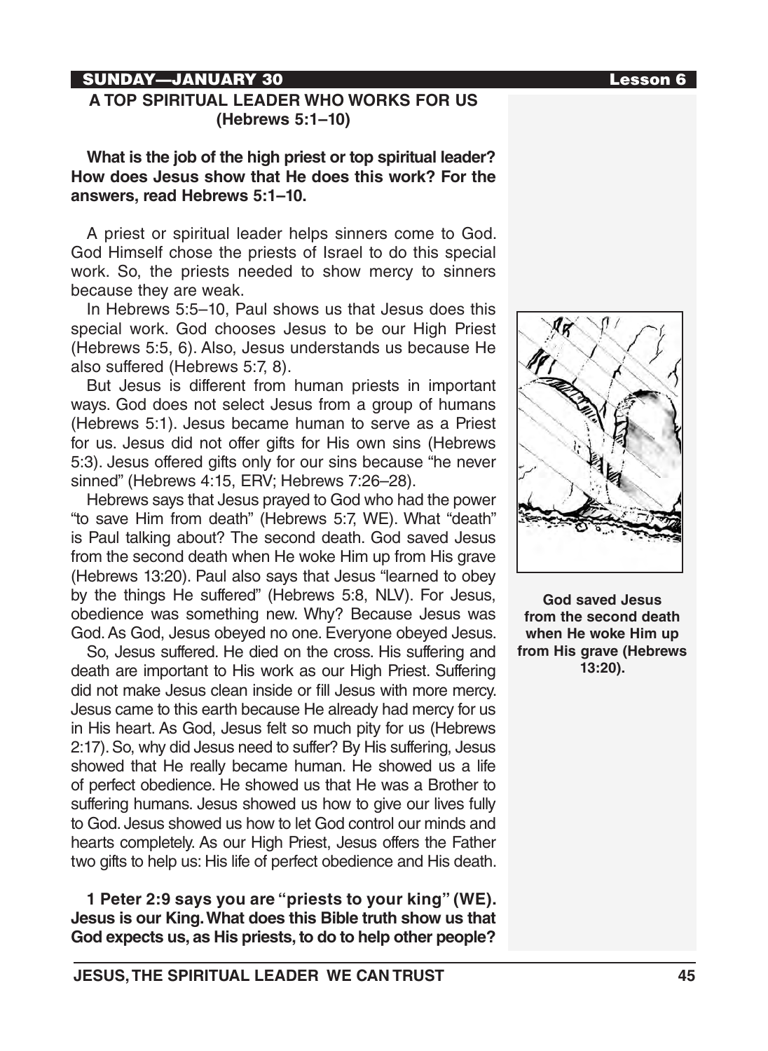SUNDAY—JANUARY 30

## A TOP SPIRITUAL LEADER WHO WORKS FOR US (Hebrews 5:1–10)

**What is the job of the high priest or top spiritual leader? How does Jesus show that He does this work? For the answers, read Hebrews 5:1–10.**

A priest or spiritual leader helps sinners come to God. God Himself chose the priests of Israel to do this special work. So, the priests needed to show mercy to sinners because they are weak.

In Hebrews 5:5–10, Paul shows us that Jesus does this special work. God chooses Jesus to be our High Priest (Hebrews 5:5, 6). Also, Jesus understands us because He also suffered (Hebrews 5:7, 8).

But Jesus is different from human priests in important ways. God does not select Jesus from a group of humans (Hebrews 5:1). Jesus became human to serve as a Priest for us. Jesus did not offer gifts for His own sins (Hebrews 5:3). Jesus offered gifts only for our sins because "he never sinned" (Hebrews 4:15, ERV; Hebrews 7:26–28).

Hebrews says that Jesus prayed to God who had the power "to save Him from death" (Hebrews 5:7, WE). What "death" is Paul talking about? The second death. God saved Jesus from the second death when He woke Him up from His grave (Hebrews 13:20). Paul also says that Jesus "learned to obey by the things He suffered" (Hebrews 5:8, NLV). For Jesus, obedience was something new. Why? Because Jesus was God. As God, Jesus obeyed no one. Everyone obeyed Jesus.

So, Jesus suffered. He died on the cross. His suffering and death are important to His work as our High Priest. Suffering did not make Jesus clean inside or fill Jesus with more mercy. Jesus came to this earth because He already had mercy for us in His heart. As God, Jesus felt so much pity for us (Hebrews 2:17). So, why did Jesus need to suffer? By His suffering, Jesus showed that He really became human. He showed us a life of perfect obedience. He showed us that He was a Brother to suffering humans. Jesus showed us how to give our lives fully to God. Jesus showed us how to let God control our minds and hearts completely. As our High Priest, Jesus offers the Father two gifts to help us: His life of perfect obedience and His death.

**God saved Jesus from the second death when He woke Him up from His grave (Hebrews 13:20).**

**1 Peter 2:9 says you are "priests to your king" (WE). Jesus is our King. What does this Bible truth show us that God expects us, as His priests, to do to help other people?**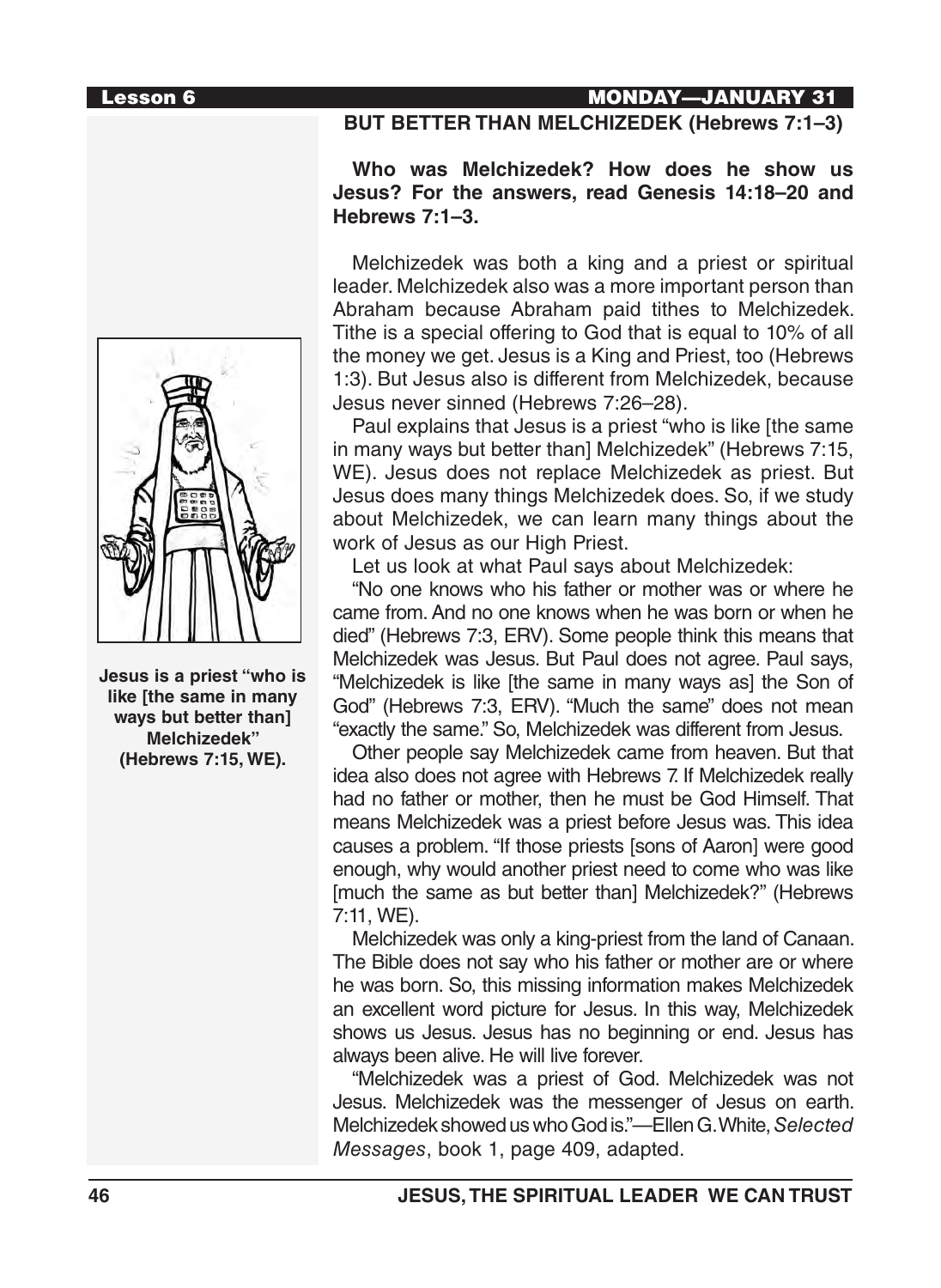## BUT BETTER THAN MELCHIZEDEK (Hebrews 7:1–3)

**Who was Melchizedek? How does he show us Jesus? For the answers, read Genesis 14:18–20 and Hebrews 7:1–3.**

Melchizedek was both a king and a priest or spiritual leader. Melchizedek also was a more important person than Abraham because Abraham paid tithes to Melchizedek. Tithe is a special offering to God that is equal to 10% of all the money we get. Jesus is a King and Priest, too (Hebrews 1:3). But Jesus also is different from Melchizedek, because Jesus never sinned (Hebrews 7:26–28).

Paul explains that Jesus is a priest "who is like [the same in many ways but better than] Melchizedek" (Hebrews 7:15, WE). Jesus does not replace Melchizedek as priest. But Jesus does many things Melchizedek does. So, if we study about Melchizedek, we can learn many things about the work of Jesus as our High Priest.

Let us look at what Paul says about Melchizedek:

"No one knows who his father or mother was or where he came from. And no one knows when he was born or when he died" (Hebrews 7:3, ERV). Some people think this means that Melchizedek was Jesus. But Paul does not agree. Paul says, "Melchizedek is like [the same in many ways as] the Son of God" (Hebrews 7:3, ERV). "Much the same" does not mean "exactly the same." So, Melchizedek was different from Jesus.

Other people say Melchizedek came from heaven. But that idea also does not agree with Hebrews 7. If Melchizedek really had no father or mother, then he must be God Himself. That means Melchizedek was a priest before Jesus was. This idea causes a problem. "If those priests [sons of Aaron] were good enough, why would another priest need to come who was like [much the same as but better than] Melchizedek?" (Hebrews 7:11, WE).

Melchizedek was only a king-priest from the land of Canaan. The Bible does not say who his father or mother are or where he was born. So, this missing information makes Melchizedek an excellent word picture for Jesus. In this way, Melchizedek shows us Jesus. Jesus has no beginning or end. Jesus has always been alive. He will live forever.

"Melchizedek was a priest of God. Melchizedek was not Jesus. Melchizedek was the messenger of Jesus on earth. Melchizedek showed us who God is."—Ellen G. White, *Selected Messages*, book 1, page 409, adapted.

**Jesus is a priest "who is like [the same in many ways but better than] Melchizedek" (Hebrews 7:15, WE).**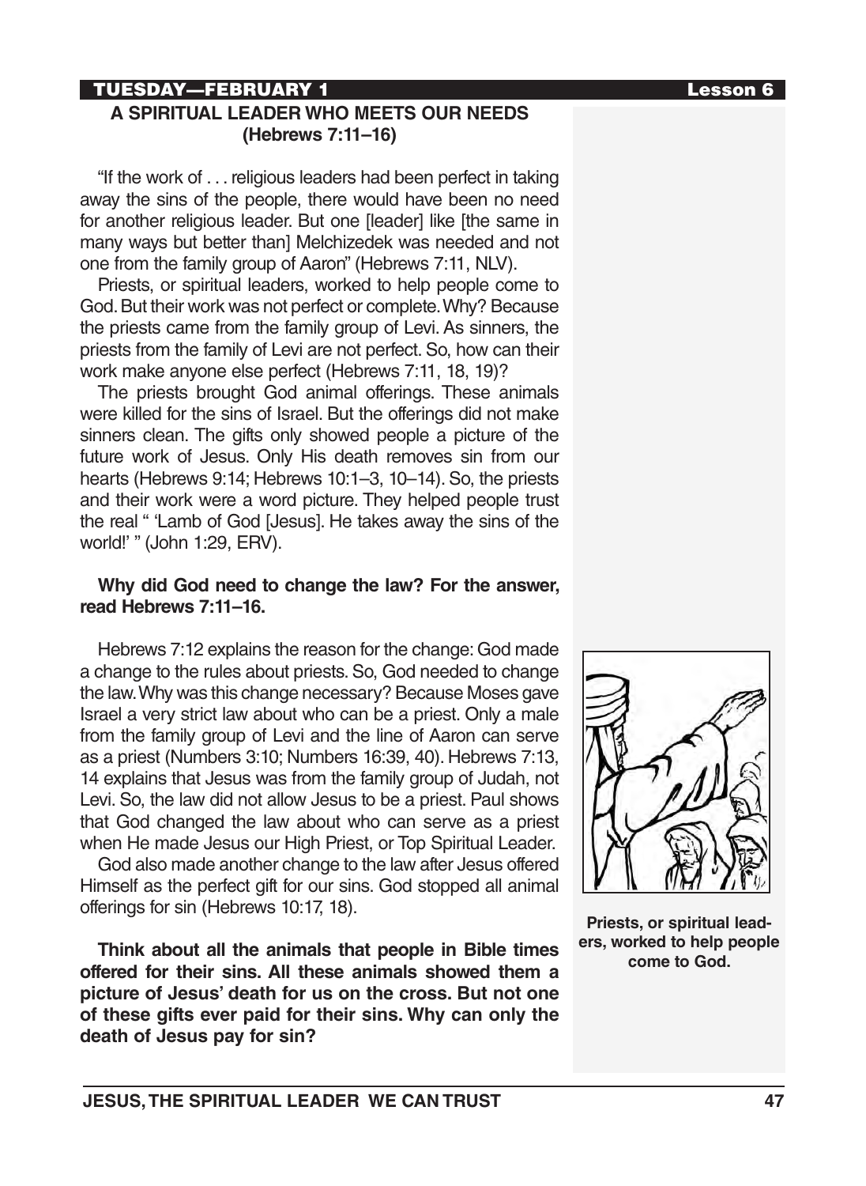**TUESDAY—FEBRUARY 1** **Lesson 6**

## A SPIRITUAL LEADER WHO MEETS OUR NEEDS (Hebrews 7:11–16)

"If the work of . . . religious leaders had been perfect in taking away the sins of the people, there would have been no need for another religious leader. But one [leader] like [the same in many ways but better than] Melchizedek was needed and not one from the family group of Aaron" (Hebrews 7:11, NLV).

Priests, or spiritual leaders, worked to help people come to God. But their work was not perfect or complete. Why? Because the priests came from the family group of Levi. As sinners, the priests from the family of Levi are not perfect. So, how can their work make anyone else perfect (Hebrews 7:11, 18, 19)?

The priests brought God animal offerings. These animals were killed for the sins of Israel. But the offerings did not make sinners clean. The gifts only showed people a picture of the future work of Jesus. Only His death removes sin from our hearts (Hebrews 9:14; Hebrews 10:1–3, 10–14). So, the priests and their work were a word picture. They helped people trust the real " 'Lamb of God [Jesus]. He takes away the sins of the world!' " (John 1:29, ERV).

**Why did God need to change the law? For the answer, read Hebrews 7:11–16.**

Hebrews 7:12 explains the reason for the change: God made a change to the rules about priests. So, God needed to change the law. Why was this change necessary? Because Moses gave Israel a very strict law about who can be a priest. Only a male from the family group of Levi and the line of Aaron can serve as a priest (Numbers 3:10; Numbers 16:39, 40). Hebrews 7:13, 14 explains that Jesus was from the family group of Judah, not Levi. So, the law did not allow Jesus to be a priest. Paul shows that God changed the law about who can serve as a priest when He made Jesus our High Priest, or Top Spiritual Leader.

God also made another change to the law after Jesus offered Himself as the perfect gift for our sins. God stopped all animal offerings for sin (Hebrews 10:17, 18).

**Think about all the animals that people in Bible times offered for their sins. All these animals showed them a picture of Jesus' death for us on the cross. But not one of these gifts ever paid for their sins. Why can only the death of Jesus pay for sin?**

**Priests, or spiritual leaders, worked to help people come to God.**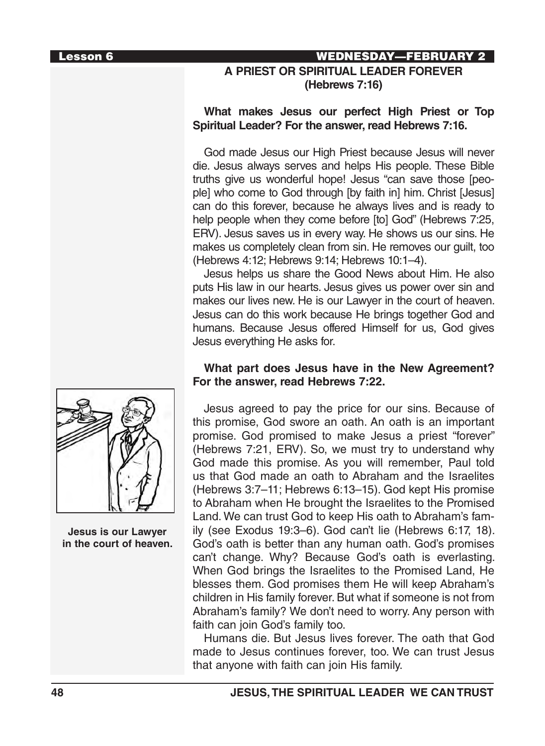## A PRIEST OR SPIRITUAL LEADER FOREVER (Hebrews 7:16)

**What makes Jesus our perfect High Priest or Top Spiritual Leader? For the answer, read Hebrews 7:16.**

God made Jesus our High Priest because Jesus will never die. Jesus always serves and helps His people. These Bible truths give us wonderful hope! Jesus "can save those [people] who come to God through [by faith in] him. Christ [Jesus] can do this forever, because he always lives and is ready to help people when they come before [to] God" (Hebrews 7:25, ERV). Jesus saves us in every way. He shows us our sins. He makes us completely clean from sin. He removes our guilt, too (Hebrews 4:12; Hebrews 9:14; Hebrews 10:1–4).

Jesus helps us share the Good News about Him. He also puts His law in our hearts. Jesus gives us power over sin and makes our lives new. He is our Lawyer in the court of heaven. Jesus can do this work because He brings together God and humans. Because Jesus offered Himself for us, God gives Jesus everything He asks for.

**What part does Jesus have in the New Agreement? For the answer, read Hebrews 7:22.**

Jesus agreed to pay the price for our sins. Because of this promise, God swore an oath. An oath is an important promise. God promised to make Jesus a priest "forever" (Hebrews 7:21, ERV). So, we must try to understand why God made this promise. As you will remember, Paul told us that God made an oath to Abraham and the Israelites (Hebrews 3:7–11; Hebrews 6:13–15). God kept His promise to Abraham when He brought the Israelites to the Promised Land. We can trust God to keep His oath to Abraham's family (see Exodus 19:3–6). God can't lie (Hebrews 6:17, 18). God's oath is better than any human oath. God's promises can't change. Why? Because God's oath is everlasting. When God brings the Israelites to the Promised Land, He blesses them. God promises them He will keep Abraham's children in His family forever. But what if someone is not from Abraham's family? We don't need to worry. Any person with faith can join God's family too.

Humans die. But Jesus lives forever. The oath that God made to Jesus continues forever, too. We can trust Jesus that anyone with faith can join His family.

**Jesus is our Lawyer in the court of heaven.**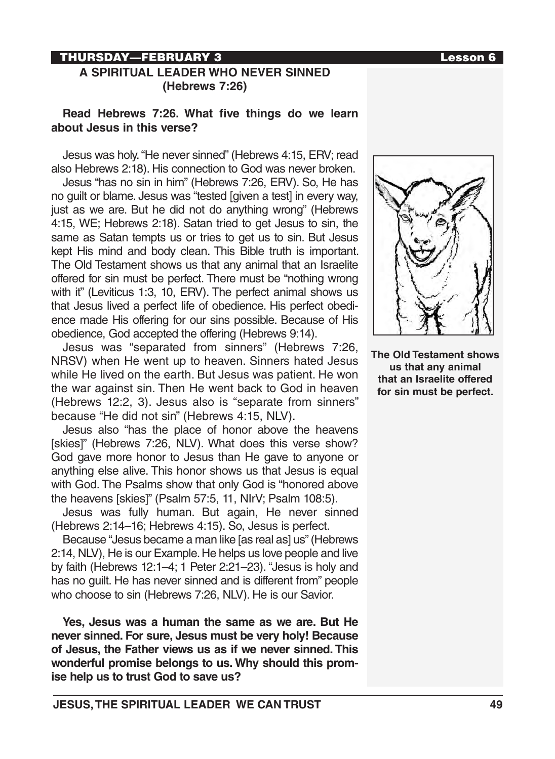THURSDAY—FEBRUARY 3

## A SPIRITUAL LEADER WHO NEVER SINNED (Hebrews 7:26)

**Read Hebrews 7:26. What five things do we learn about Jesus in this verse?**

Jesus was holy. "He never sinned" (Hebrews 4:15, ERV; read also Hebrews 2:18). His connection to God was never broken.

Jesus "has no sin in him" (Hebrews 7:26, ERV). So, He has no guilt or blame. Jesus was "tested [given a test] in every way, just as we are. But he did not do anything wrong" (Hebrews 4:15, WE; Hebrews 2:18). Satan tried to get Jesus to sin, the same as Satan tempts us or tries to get us to sin. But Jesus kept His mind and body clean. This Bible truth is important. The Old Testament shows us that any animal that an Israelite offered for sin must be perfect. There must be "nothing wrong with it" (Leviticus 1:3, 10, ERV). The perfect animal shows us that Jesus lived a perfect life of obedience. His perfect obedience made His offering for our sins possible. Because of His obedience, God accepted the offering (Hebrews 9:14).

Jesus was "separated from sinners" (Hebrews 7:26, NRSV) when He went up to heaven. Sinners hated Jesus while He lived on the earth. But Jesus was patient. He won the war against sin. Then He went back to God in heaven (Hebrews 12:2, 3). Jesus also is "separate from sinners" because "He did not sin" (Hebrews 4:15, NLV).

Jesus also "has the place of honor above the heavens [skies]" (Hebrews 7:26, NLV). What does this verse show? God gave more honor to Jesus than He gave to anyone or anything else alive. This honor shows us that Jesus is equal with God. The Psalms show that only God is "honored above the heavens [skies]" (Psalm 57:5, 11, NIrV; Psalm 108:5).

Jesus was fully human. But again, He never sinned (Hebrews 2:14–16; Hebrews 4:15). So, Jesus is perfect.

Because "Jesus became a man like [as real as] us" (Hebrews 2:14, NLV), He is our Example. He helps us love people and live by faith (Hebrews 12:1–4; 1 Peter 2:21–23). "Jesus is holy and has no guilt. He has never sinned and is different from" people who choose to sin (Hebrews 7:26, NLV). He is our Savior.

**Yes, Jesus was a human the same as we are. But He never sinned. For sure, Jesus must be very holy! Because of Jesus, the Father views us as if we never sinned. This wonderful promise belongs to us. Why should this promise help us to trust God to save us?**

**The Old Testament shows us that any animal that an Israelite offered for sin must be perfect.**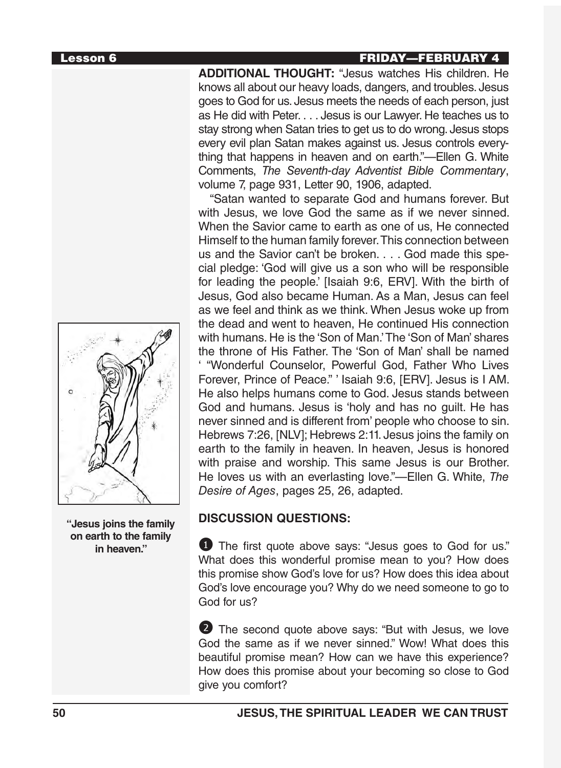**ADDITIONAL THOUGHT:** "Jesus watches His children. He knows all about our heavy loads, dangers, and troubles. Jesus goes to God for us. Jesus meets the needs of each person, just as He did with Peter. . . . Jesus is our Lawyer. He teaches us to stay strong when Satan tries to get us to do wrong. Jesus stops every evil plan Satan makes against us. Jesus controls everything that happens in heaven and on earth."—Ellen G. White Comments, *The Seventh-day Adventist Bible Commentary*, volume 7, page 931, Letter 90, 1906, adapted.

"Satan wanted to separate God and humans forever. But with Jesus, we love God the same as if we never sinned. When the Savior came to earth as one of us, He connected Himself to the human family forever. This connection between us and the Savior can't be broken. . . . God made this special pledge: 'God will give us a son who will be responsible for leading the people.' [Isaiah 9:6, ERV]. With the birth of Jesus, God also became Human. As a Man, Jesus can feel as we feel and think as we think. When Jesus woke up from the dead and went to heaven, He continued His connection with humans. He is the 'Son of Man.' The 'Son of Man' shares the throne of His Father. The 'Son of Man' shall be named ' "Wonderful Counselor, Powerful God, Father Who Lives Forever, Prince of Peace." ' Isaiah 9:6, [ERV]. Jesus is I AM. He also helps humans come to God. Jesus stands between God and humans. Jesus is 'holy and has no guilt. He has never sinned and is different from' people who choose to sin. Hebrews 7:26, [NLV]; Hebrews 2:11. Jesus joins the family on earth to the family in heaven. In heaven, Jesus is honored with praise and worship. This same Jesus is our Brother. He loves us with an everlasting love."—Ellen G. White, *The Desire of Ages*, pages 25, 26, adapted.

**"Jesus joins the family on earth to the family in heaven."**

**DISCUSSION QUESTIONS:**

1. The first quote above says: "Jesus goes to God for us." What does this wonderful promise mean to you? How does this promise show God's love for us? How does this idea about God's love encourage you? Why do we need someone to go to God for us?

2. The second quote above says: "But with Jesus, we love God the same as if we never sinned." Wow! What does this beautiful promise mean? How can we have this experience? How does this promise about your becoming so close to God give you comfort?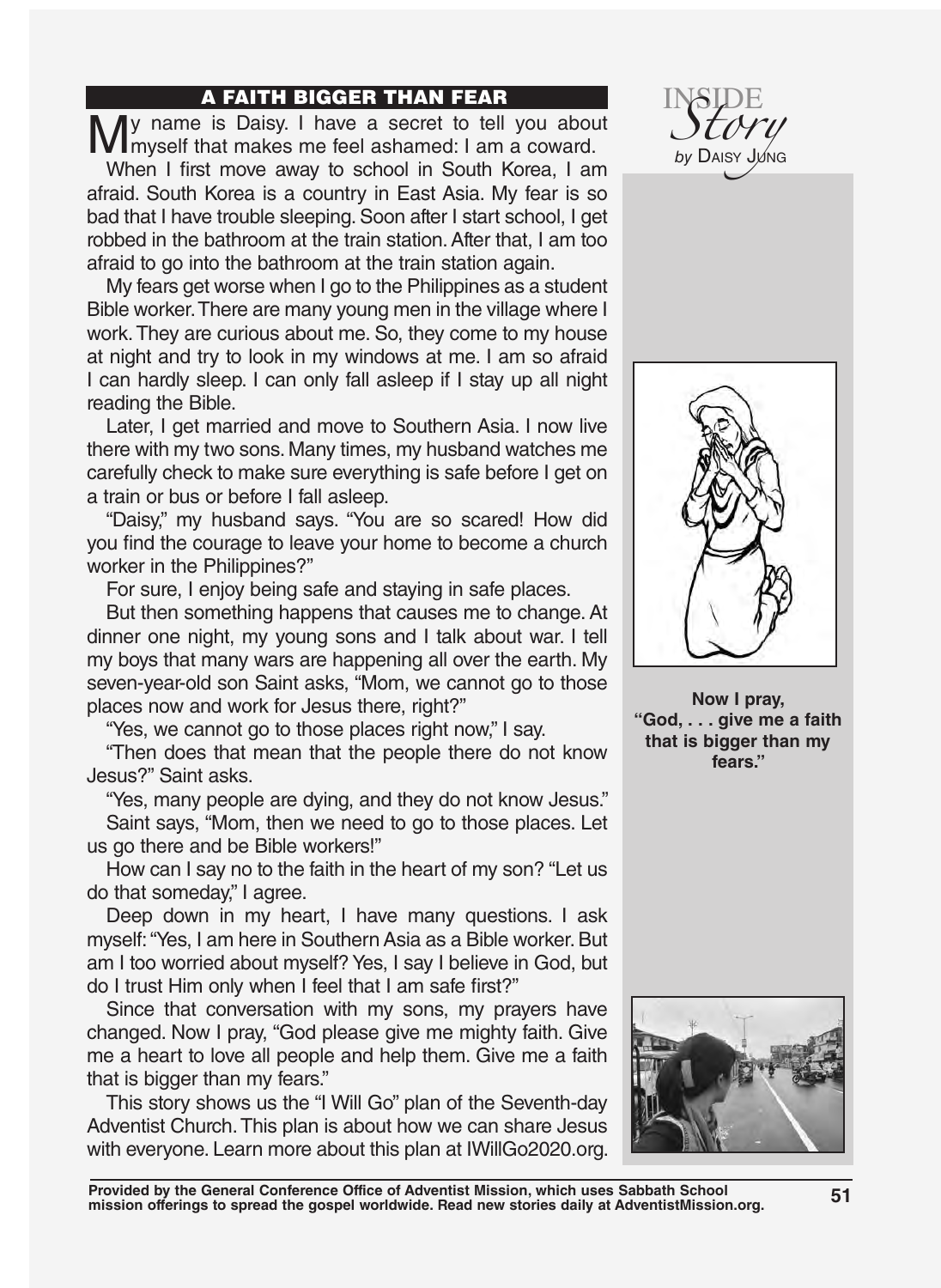## A FAITH BIGGER THAN FEAR

*Inside Story* by Daisy Jung

My name is Daisy. I have a secret to tell you about myself that makes me feel ashamed: I am a coward.

When I first move away to school in South Korea, I am afraid. South Korea is a country in East Asia. My fear is so bad that I have trouble sleeping. Soon after I start school, I get robbed in the bathroom at the train station. After that, I am too afraid to go into the bathroom at the train station again.

My fears get worse when I go to the Philippines as a student Bible worker. There are many young men in the village where I work. They are curious about me. So, they come to my house at night and try to look in my windows at me. I am so afraid I can hardly sleep. I can only fall asleep if I stay up all night reading the Bible.

Later, I get married and move to Southern Asia. I now live there with my two sons. Many times, my husband watches me carefully check to make sure everything is safe before I get on a train or bus or before I fall asleep.

"Daisy," my husband says. "You are so scared! How did you find the courage to leave your home to become a church worker in the Philippines?"

For sure, I enjoy being safe and staying in safe places.

But then something happens that causes me to change. At dinner one night, my young sons and I talk about war. I tell my boys that many wars are happening all over the earth. My seven-year-old son Saint asks, "Mom, we cannot go to those places now and work for Jesus there, right?"

"Yes, we cannot go to those places right now," I say.

"Then does that mean that the people there do not know Jesus?" Saint asks.

"Yes, many people are dying, and they do not know Jesus."

Saint says, "Mom, then we need to go to those places. Let us go there and be Bible workers!"

How can I say no to the faith in the heart of my son? "Let us do that someday," I agree.

Deep down in my heart, I have many questions. I ask myself: "Yes, I am here in Southern Asia as a Bible worker. But am I too worried about myself? Yes, I say I believe in God, but do I trust Him only when I feel that I am safe first?"

Since that conversation with my sons, my prayers have changed. Now I pray, "God please give me mighty faith. Give me a heart to love all people and help them. Give me a faith that is bigger than my fears."

This story shows us the "I Will Go" plan of the Seventh-day Adventist Church. This plan is about how we can share Jesus with everyone. Learn more about this plan at IWillGo2020.org.

**Now I pray, "God, . . . give me a faith that is bigger than my fears."**

**Provided by the General Conference Office of Adventist Mission, which uses Sabbath School mission offerings to spread the gospel worldwide. Read new stories daily at AdventistMission.org.**